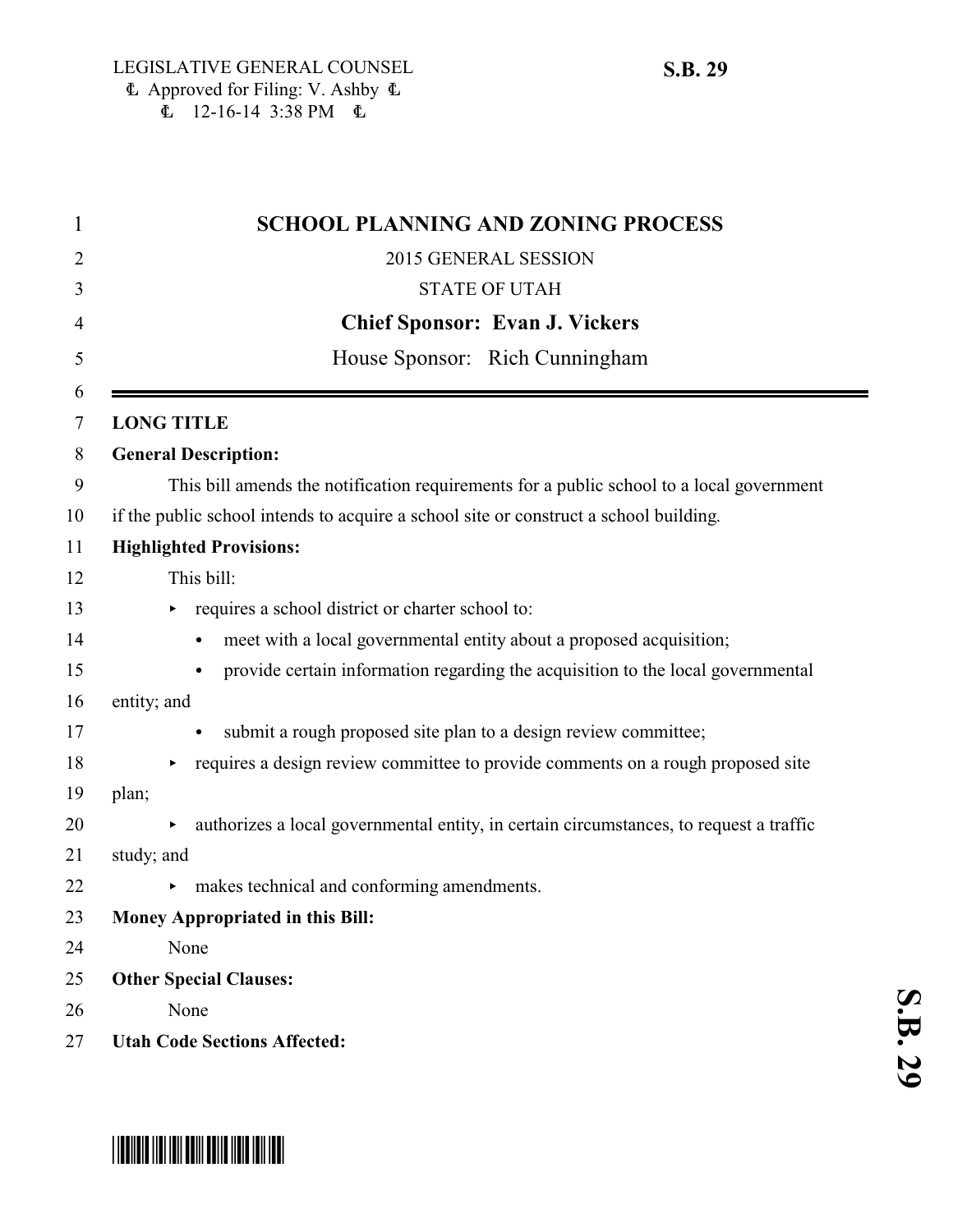LEGISLATIVE GENERAL COUNSEL
Approved for Filing: V. Ashby
12-16-14 3:38 PM

**S.B. 29**

# SCHOOL PLANNING AND ZONING PROCESS

2015 GENERAL SESSION

STATE OF UTAH

**Chief Sponsor: Evan J. Vickers**

House Sponsor: Rich Cunningham

**LONG TITLE**

**General Description:**

This bill amends the notification requirements for a public school to a local government if the public school intends to acquire a school site or construct a school building.

**Highlighted Provisions:**

This bill:

- requires a school district or charter school to:
  - meet with a local governmental entity about a proposed acquisition;
  - provide certain information regarding the acquisition to the local governmental entity; and
  - submit a rough proposed site plan to a design review committee;
- requires a design review committee to provide comments on a rough proposed site plan;
- authorizes a local governmental entity, in certain circumstances, to request a traffic study; and
- makes technical and conforming amendments.

**Money Appropriated in this Bill:**

None

**Other Special Clauses:**

None

**Utah Code Sections Affected:**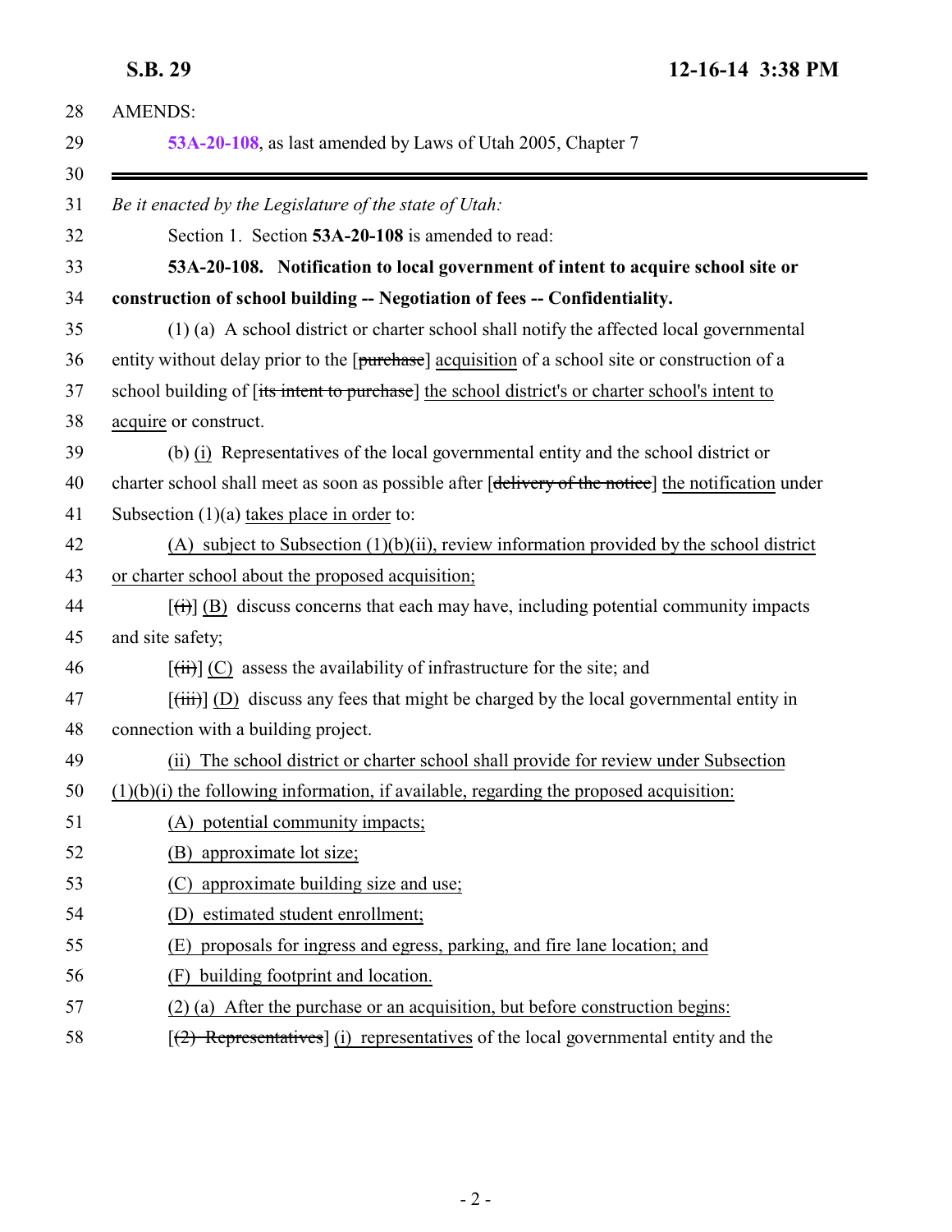AMENDS:

**53A-20-108**, as last amended by Laws of Utah 2005, Chapter 7

---

*Be it enacted by the Legislature of the state of Utah:*

Section 1. Section **53A-20-108** is amended to read:

**53A-20-108. Notification to local government of intent to acquire school site or construction of school building -- Negotiation of fees -- Confidentiality.**

(1) (a) A school district or charter school shall notify the affected local governmental entity without delay prior to the [~~purchase~~] acquisition of a school site or construction of a school building of [~~its intent to purchase~~] the school district's or charter school's intent to acquire or construct.

(b) (i) Representatives of the local governmental entity and the school district or charter school shall meet as soon as possible after [~~delivery of the notice~~] the notification under Subsection (1)(a) takes place in order to:

(A) subject to Subsection (1)(b)(ii), review information provided by the school district or charter school about the proposed acquisition;

[~~(i)~~] (B) discuss concerns that each may have, including potential community impacts and site safety;

[~~(ii)~~] (C) assess the availability of infrastructure for the site; and

[~~(iii)~~] (D) discuss any fees that might be charged by the local governmental entity in connection with a building project.

(ii) The school district or charter school shall provide for review under Subsection (1)(b)(i) the following information, if available, regarding the proposed acquisition:

(A) potential community impacts;

(B) approximate lot size;

(C) approximate building size and use;

(D) estimated student enrollment;

(E) proposals for ingress and egress, parking, and fire lane location; and

(F) building footprint and location.

(2) (a) After the purchase or an acquisition, but before construction begins:

[~~(2) Representatives~~] (i) representatives of the local governmental entity and the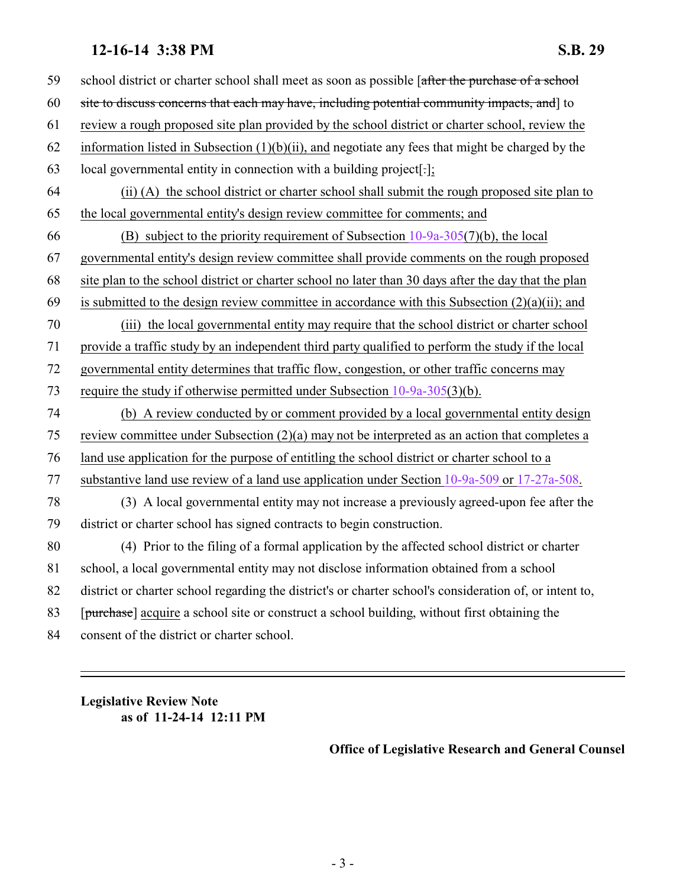59 school district or charter school shall meet as soon as possible [~~after the purchase of a school~~
60 ~~site to discuss concerns that each may have, including potential community impacts, and~~] to
61 <u>review a rough proposed site plan provided by the school district or charter school, review the</u>
62 <u>information listed in Subsection (1)(b)(ii), and</u> negotiate any fees that might be charged by the
63 local governmental entity in connection with a building project[~~.~~]<u>;</u>

64 <u>(ii) (A) the school district or charter school shall submit the rough proposed site plan to</u>
65 <u>the local governmental entity's design review committee for comments; and</u>

66 <u>(B) subject to the priority requirement of Subsection 10-9a-305(7)(b), the local</u>
67 <u>governmental entity's design review committee shall provide comments on the rough proposed</u>
68 <u>site plan to the school district or charter school no later than 30 days after the day that the plan</u>
69 <u>is submitted to the design review committee in accordance with this Subsection (2)(a)(ii); and</u>

70 <u>(iii) the local governmental entity may require that the school district or charter school</u>
71 <u>provide a traffic study by an independent third party qualified to perform the study if the local</u>
72 <u>governmental entity determines that traffic flow, congestion, or other traffic concerns may</u>
73 <u>require the study if otherwise permitted under Subsection 10-9a-305(3)(b).</u>

74 <u>(b) A review conducted by or comment provided by a local governmental entity design</u>
75 <u>review committee under Subsection (2)(a) may not be interpreted as an action that completes a</u>
76 <u>land use application for the purpose of entitling the school district or charter school to a</u>
77 <u>substantive land use review of a land use application under Section 10-9a-509 or 17-27a-508.</u>

78 (3) A local governmental entity may not increase a previously agreed-upon fee after the
79 district or charter school has signed contracts to begin construction.

80 (4) Prior to the filing of a formal application by the affected school district or charter
81 school, a local governmental entity may not disclose information obtained from a school
82 district or charter school regarding the district's or charter school's consideration of, or intent to,
83 [~~purchase~~] <u>acquire</u> a school site or construct a school building, without first obtaining the
84 consent of the district or charter school.

---

**Legislative Review Note**
**as of 11-24-14 12:11 PM**

**Office of Legislative Research and General Counsel**